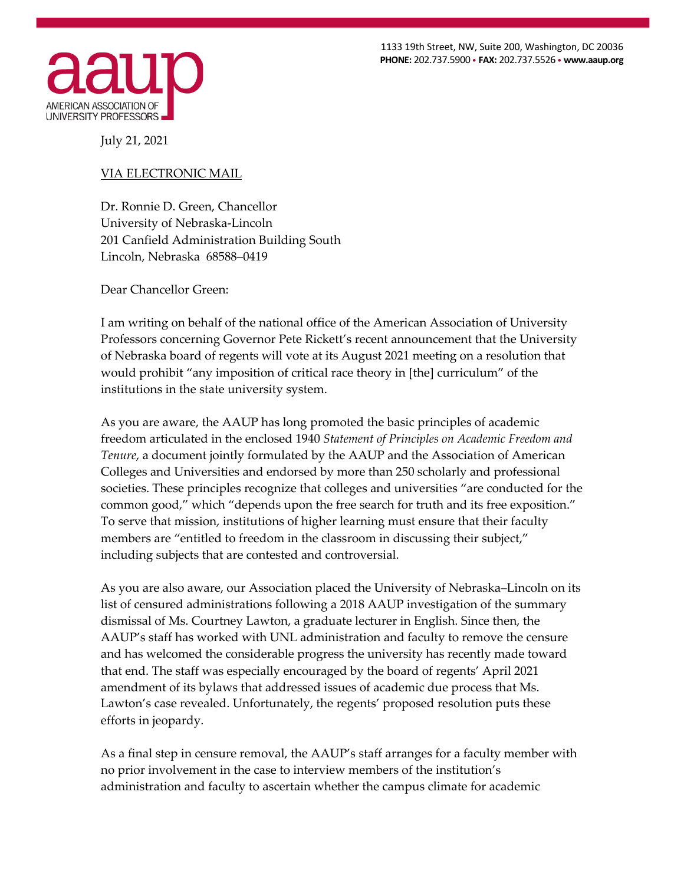AMERICAN ASSOCIATION OF UNIVERSITY PROFESSORS

1133 19th Street, NW, Suite 200, Washington, DC 20036
**PHONE:** 202.737.5900 • **FAX:** 202.737.5526 • **www.aaup.org**

July 21, 2021

VIA ELECTRONIC MAIL

Dr. Ronnie D. Green, Chancellor
University of Nebraska-Lincoln
201 Canfield Administration Building South
Lincoln, Nebraska 68588–0419

Dear Chancellor Green:

I am writing on behalf of the national office of the American Association of University Professors concerning Governor Pete Rickett's recent announcement that the University of Nebraska board of regents will vote at its August 2021 meeting on a resolution that would prohibit "any imposition of critical race theory in [the] curriculum" of the institutions in the state university system.

As you are aware, the AAUP has long promoted the basic principles of academic freedom articulated in the enclosed 1940 *Statement of Principles on Academic Freedom and Tenure*, a document jointly formulated by the AAUP and the Association of American Colleges and Universities and endorsed by more than 250 scholarly and professional societies. These principles recognize that colleges and universities "are conducted for the common good," which "depends upon the free search for truth and its free exposition." To serve that mission, institutions of higher learning must ensure that their faculty members are "entitled to freedom in the classroom in discussing their subject," including subjects that are contested and controversial.

As you are also aware, our Association placed the University of Nebraska–Lincoln on its list of censured administrations following a 2018 AAUP investigation of the summary dismissal of Ms. Courtney Lawton, a graduate lecturer in English. Since then, the AAUP's staff has worked with UNL administration and faculty to remove the censure and has welcomed the considerable progress the university has recently made toward that end. The staff was especially encouraged by the board of regents' April 2021 amendment of its bylaws that addressed issues of academic due process that Ms. Lawton's case revealed. Unfortunately, the regents' proposed resolution puts these efforts in jeopardy.

As a final step in censure removal, the AAUP's staff arranges for a faculty member with no prior involvement in the case to interview members of the institution's administration and faculty to ascertain whether the campus climate for academic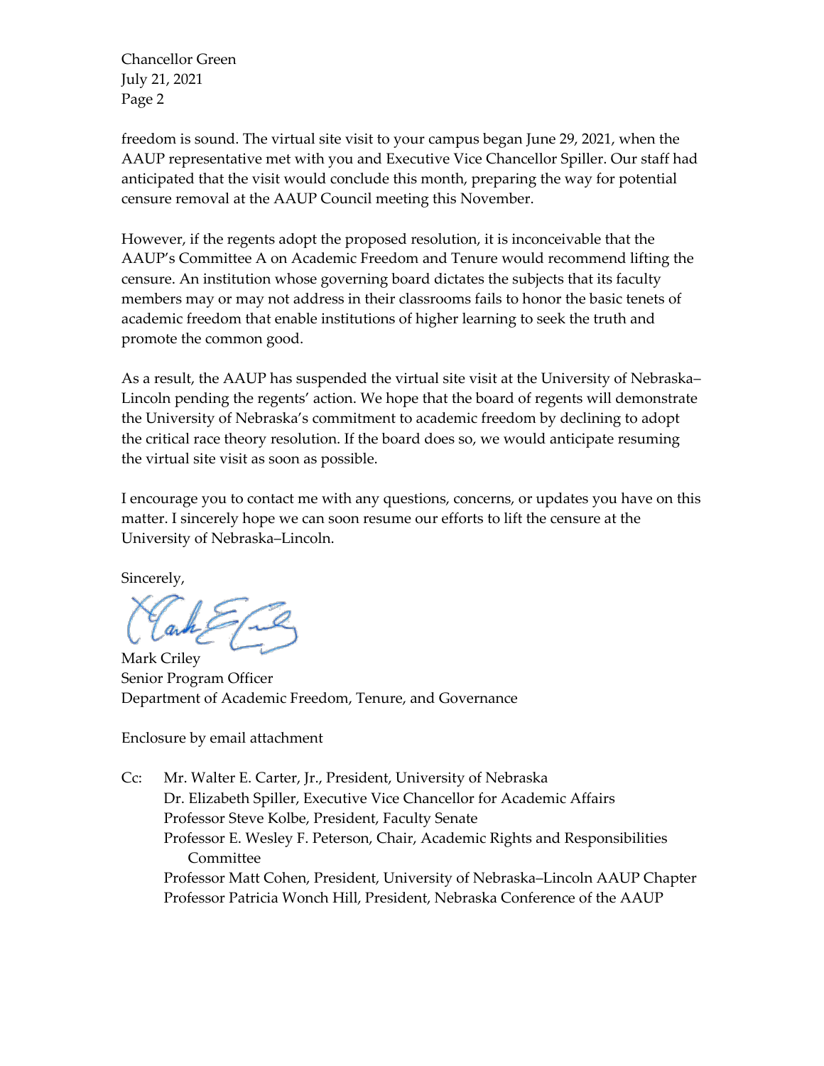freedom is sound. The virtual site visit to your campus began June 29, 2021, when the AAUP representative met with you and Executive Vice Chancellor Spiller. Our staff had anticipated that the visit would conclude this month, preparing the way for potential censure removal at the AAUP Council meeting this November.

However, if the regents adopt the proposed resolution, it is inconceivable that the AAUP's Committee A on Academic Freedom and Tenure would recommend lifting the censure. An institution whose governing board dictates the subjects that its faculty members may or may not address in their classrooms fails to honor the basic tenets of academic freedom that enable institutions of higher learning to seek the truth and promote the common good.

As a result, the AAUP has suspended the virtual site visit at the University of Nebraska–Lincoln pending the regents' action. We hope that the board of regents will demonstrate the University of Nebraska's commitment to academic freedom by declining to adopt the critical race theory resolution. If the board does so, we would anticipate resuming the virtual site visit as soon as possible.

I encourage you to contact me with any questions, concerns, or updates you have on this matter. I sincerely hope we can soon resume our efforts to lift the censure at the University of Nebraska–Lincoln.

Sincerely,

Mark Criley
Senior Program Officer
Department of Academic Freedom, Tenure, and Governance

Enclosure by email attachment

Cc: Mr. Walter E. Carter, Jr., President, University of Nebraska
Dr. Elizabeth Spiller, Executive Vice Chancellor for Academic Affairs
Professor Steve Kolbe, President, Faculty Senate
Professor E. Wesley F. Peterson, Chair, Academic Rights and Responsibilities Committee
Professor Matt Cohen, President, University of Nebraska–Lincoln AAUP Chapter
Professor Patricia Wonch Hill, President, Nebraska Conference of the AAUP